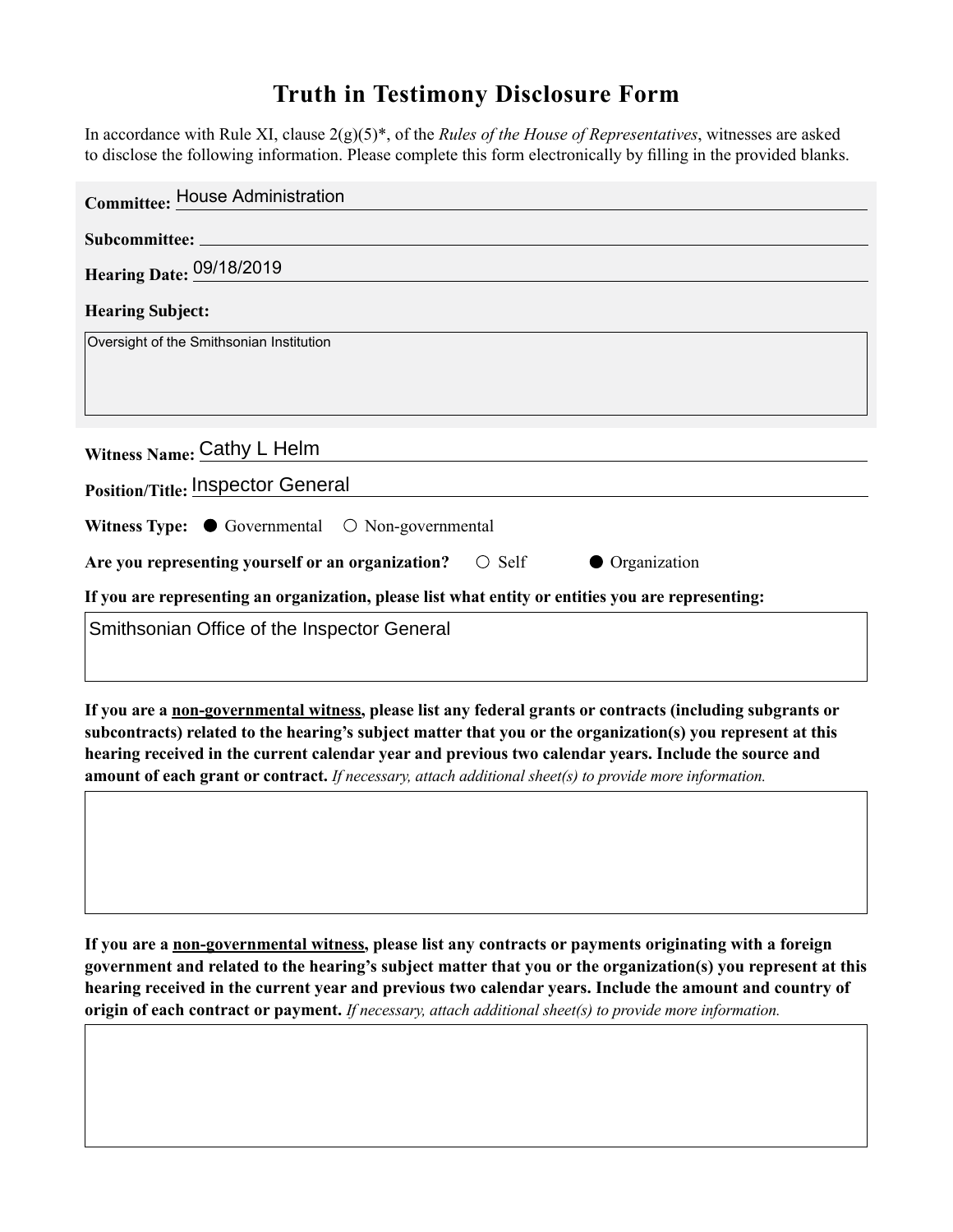# Truth in Testimony Disclosure Form

In accordance with Rule XI, clause 2(g)(5)*, of the *Rules of the House of Representatives*, witnesses are asked to disclose the following information. Please complete this form electronically by filling in the provided blanks.

**Committee:** House Administration

**Subcommittee:**

**Hearing Date:** 09/18/2019

**Hearing Subject:**

Oversight of the Smithsonian Institution

**Witness Name:** Cathy L Helm

**Position/Title:** Inspector General

**Witness Type:** ● Governmental ○ Non-governmental

**Are you representing yourself or an organization?** ○ Self ● Organization

**If you are representing an organization, please list what entity or entities you are representing:**

Smithsonian Office of the Inspector General

**If you are a non-governmental witness, please list any federal grants or contracts (including subgrants or subcontracts) related to the hearing's subject matter that you or the organization(s) you represent at this hearing received in the current calendar year and previous two calendar years. Include the source and amount of each grant or contract.** *If necessary, attach additional sheet(s) to provide more information.*

**If you are a non-governmental witness, please list any contracts or payments originating with a foreign government and related to the hearing's subject matter that you or the organization(s) you represent at this hearing received in the current year and previous two calendar years. Include the amount and country of origin of each contract or payment.** *If necessary, attach additional sheet(s) to provide more information.*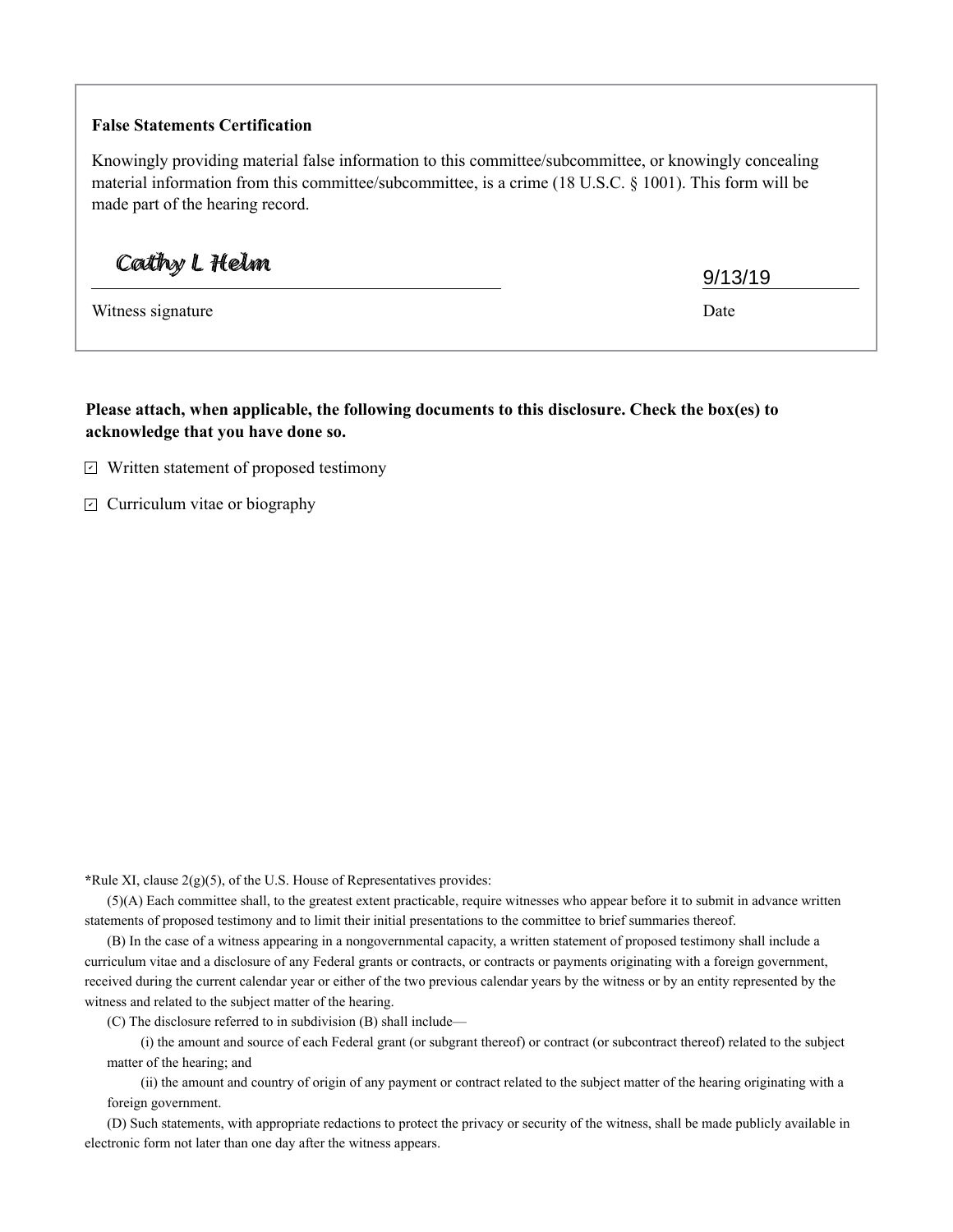**False Statements Certification**

Knowingly providing material false information to this committee/subcommittee, or knowingly concealing material information from this committee/subcommittee, is a crime (18 U.S.C. § 1001). This form will be made part of the hearing record.

Cathy L Helm

Witness signature

9/13/19

Date

**Please attach, when applicable, the following documents to this disclosure. Check the box(es) to acknowledge that you have done so.**

- [x] Written statement of proposed testimony
- [x] Curriculum vitae or biography

**\***Rule XI, clause 2(g)(5), of the U.S. House of Representatives provides:

(5)(A) Each committee shall, to the greatest extent practicable, require witnesses who appear before it to submit in advance written statements of proposed testimony and to limit their initial presentations to the committee to brief summaries thereof.

(B) In the case of a witness appearing in a nongovernmental capacity, a written statement of proposed testimony shall include a curriculum vitae and a disclosure of any Federal grants or contracts, or contracts or payments originating with a foreign government, received during the current calendar year or either of the two previous calendar years by the witness or by an entity represented by the witness and related to the subject matter of the hearing.

(C) The disclosure referred to in subdivision (B) shall include—

(i) the amount and source of each Federal grant (or subgrant thereof) or contract (or subcontract thereof) related to the subject matter of the hearing; and

(ii) the amount and country of origin of any payment or contract related to the subject matter of the hearing originating with a foreign government.

(D) Such statements, with appropriate redactions to protect the privacy or security of the witness, shall be made publicly available in electronic form not later than one day after the witness appears.